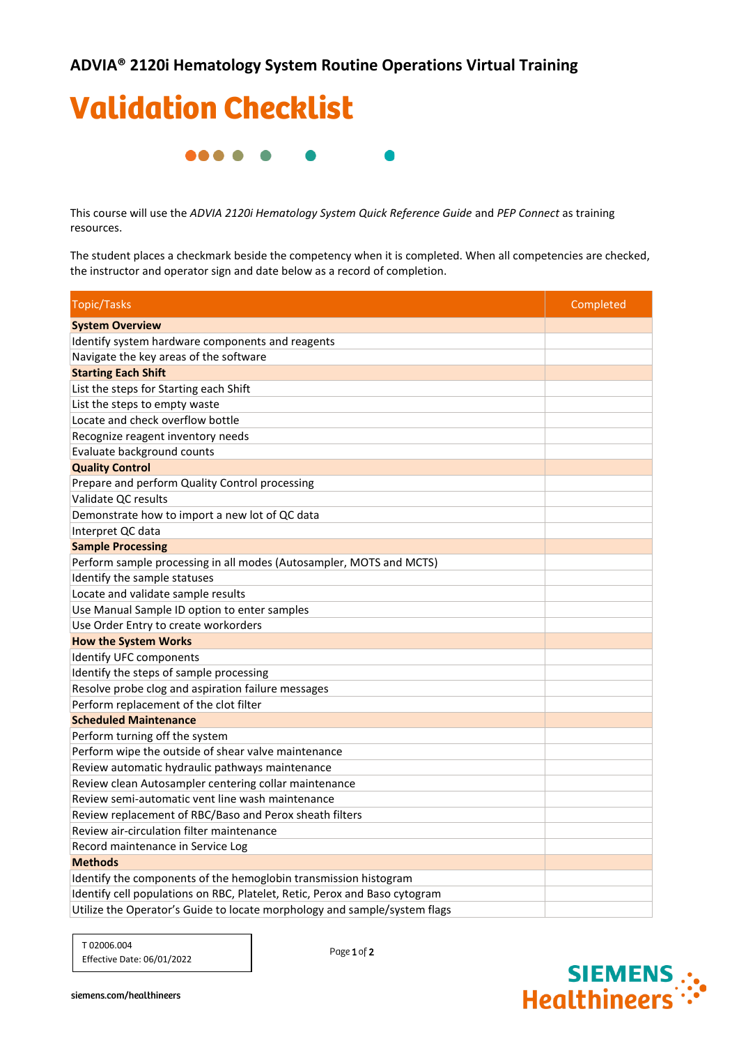## ADVIA® 2120i Hematology System Routine Operations Virtual Training

# Validation Checklist

This course will use the *ADVIA 2120i Hematology System Quick Reference Guide* and *PEP Connect* as training resources.

The student places a checkmark beside the competency when it is completed. When all competencies are checked, the instructor and operator sign and date below as a record of completion.

| Topic/Tasks | Completed |
|---|---|
| **System Overview** | |
| Identify system hardware components and reagents | |
| Navigate the key areas of the software | |
| **Starting Each Shift** | |
| List the steps for Starting each Shift | |
| List the steps to empty waste | |
| Locate and check overflow bottle | |
| Recognize reagent inventory needs | |
| Evaluate background counts | |
| **Quality Control** | |
| Prepare and perform Quality Control processing | |
| Validate QC results | |
| Demonstrate how to import a new lot of QC data | |
| Interpret QC data | |
| **Sample Processing** | |
| Perform sample processing in all modes (Autosampler, MOTS and MCTS) | |
| Identify the sample statuses | |
| Locate and validate sample results | |
| Use Manual Sample ID option to enter samples | |
| Use Order Entry to create workorders | |
| **How the System Works** | |
| Identify UFC components | |
| Identify the steps of sample processing | |
| Resolve probe clog and aspiration failure messages | |
| Perform replacement of the clot filter | |
| **Scheduled Maintenance** | |
| Perform turning off the system | |
| Perform wipe the outside of shear valve maintenance | |
| Review automatic hydraulic pathways maintenance | |
| Review clean Autosampler centering collar maintenance | |
| Review semi-automatic vent line wash maintenance | |
| Review replacement of RBC/Baso and Perox sheath filters | |
| Review air-circulation filter maintenance | |
| Record maintenance in Service Log | |
| **Methods** | |
| Identify the components of the hemoglobin transmission histogram | |
| Identify cell populations on RBC, Platelet, Retic, Perox and Baso cytogram | |
| Utilize the Operator's Guide to locate morphology and sample/system flags | |

T 02006.004
Effective Date: 06/01/2022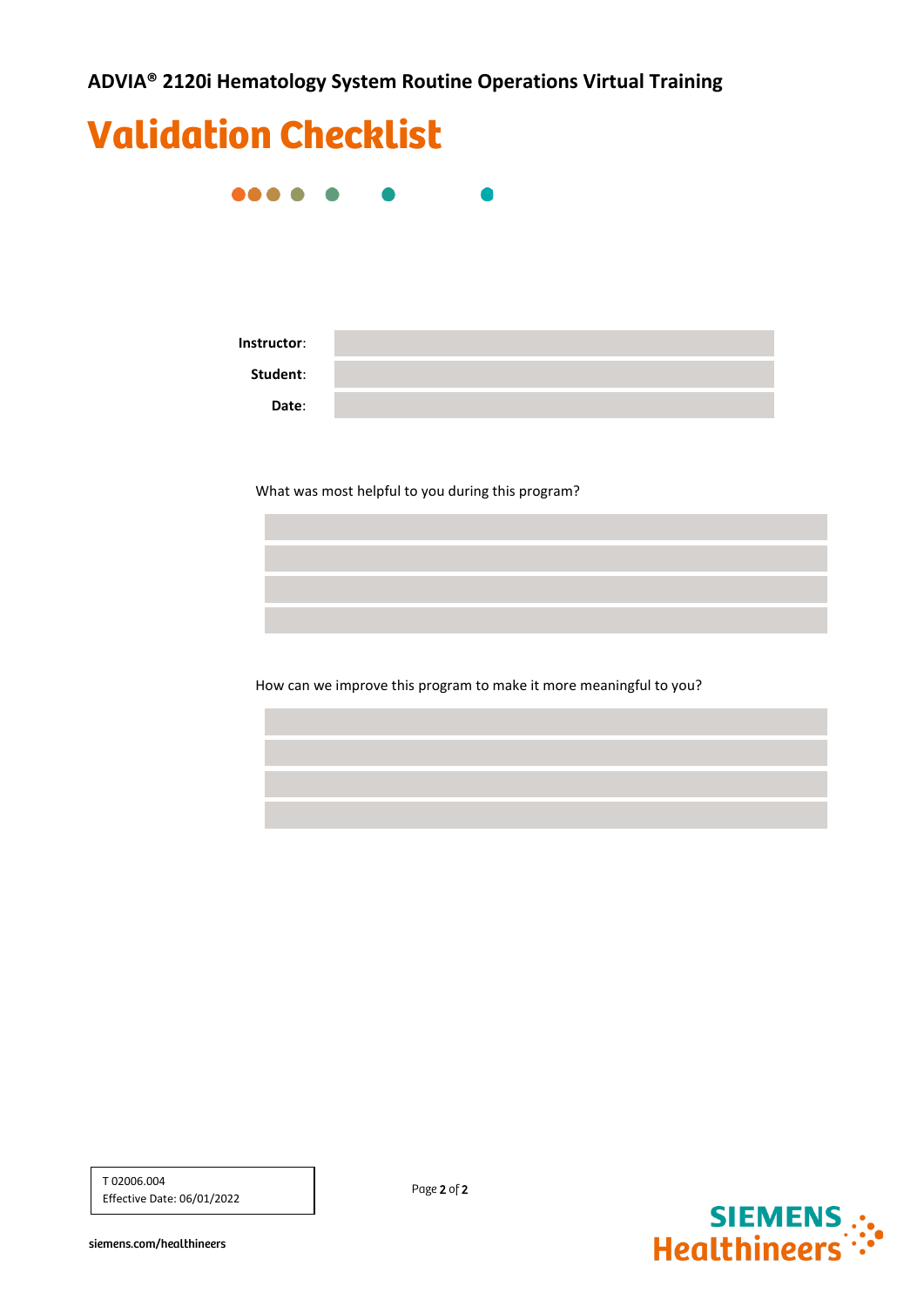**ADVIA® 2120i Hematology System Routine Operations Virtual Training**

# Validation Checklist

**Instructor**:

**Student**:

**Date**:

What was most helpful to you during this program?

How can we improve this program to make it more meaningful to you?

T 02006.004
Effective Date: 06/01/2022

siemens.com/healthineers